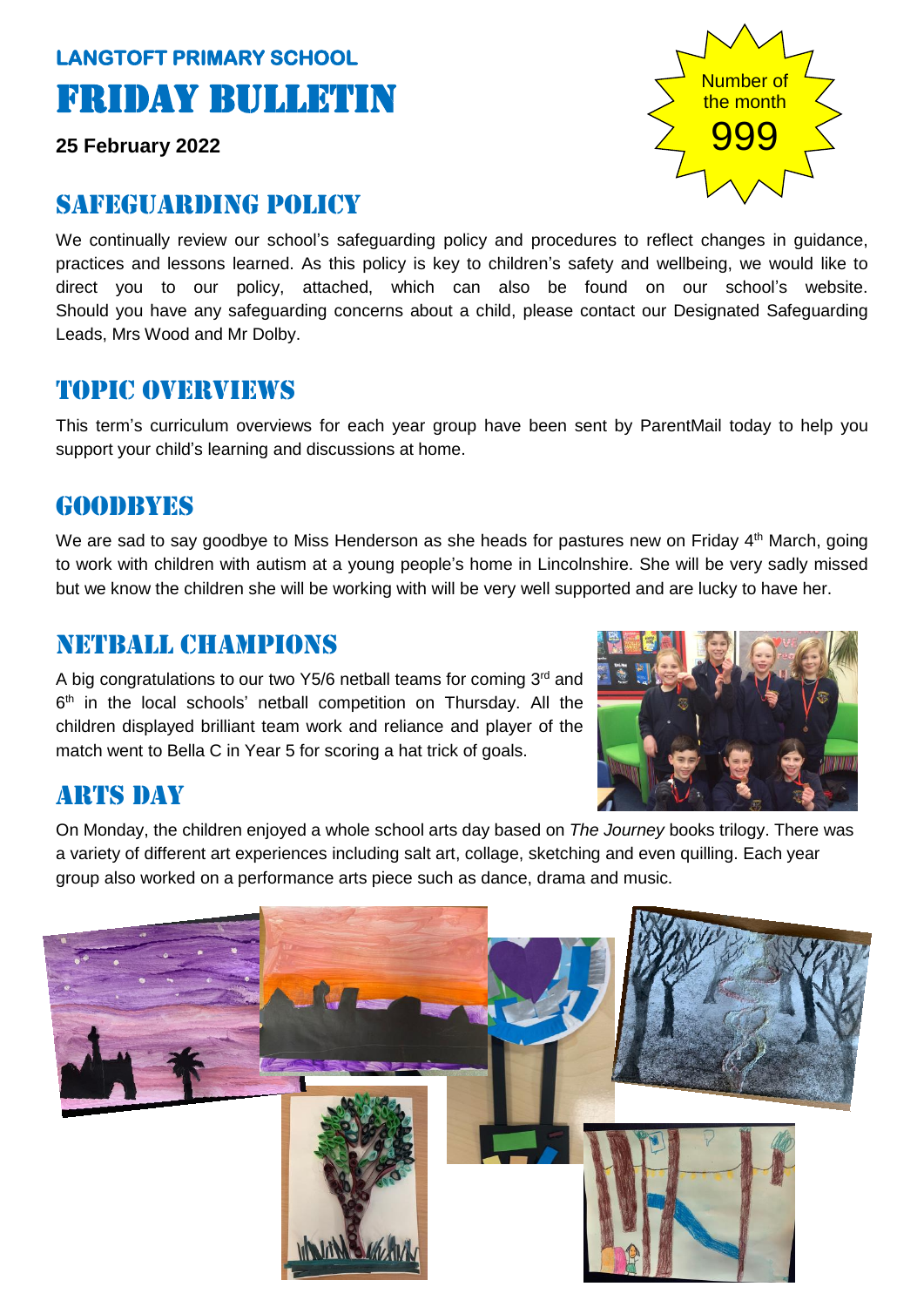**LANGTOFT PRIMARY SCHOOL**

# FRIDAY BULLETIN

**25 February 2022**

Number of the month
999

## SAFEGUARDING POLICY

We continually review our school's safeguarding policy and procedures to reflect changes in guidance, practices and lessons learned. As this policy is key to children's safety and wellbeing, we would like to direct you to our policy, attached, which can also be found on our school's website. Should you have any safeguarding concerns about a child, please contact our Designated Safeguarding Leads, Mrs Wood and Mr Dolby.

## TOPIC OVERVIEWS

This term's curriculum overviews for each year group have been sent by ParentMail today to help you support your child's learning and discussions at home.

## GOODBYES

We are sad to say goodbye to Miss Henderson as she heads for pastures new on Friday 4th March, going to work with children with autism at a young people's home in Lincolnshire. She will be very sadly missed but we know the children she will be working with will be very well supported and are lucky to have her.

## NETBALL CHAMPIONS

A big congratulations to our two Y5/6 netball teams for coming 3rd and 6th in the local schools' netball competition on Thursday. All the children displayed brilliant team work and reliance and player of the match went to Bella C in Year 5 for scoring a hat trick of goals.

## ARTS DAY

On Monday, the children enjoyed a whole school arts day based on *The Journey* books trilogy. There was a variety of different art experiences including salt art, collage, sketching and even quilling. Each year group also worked on a performance arts piece such as dance, drama and music.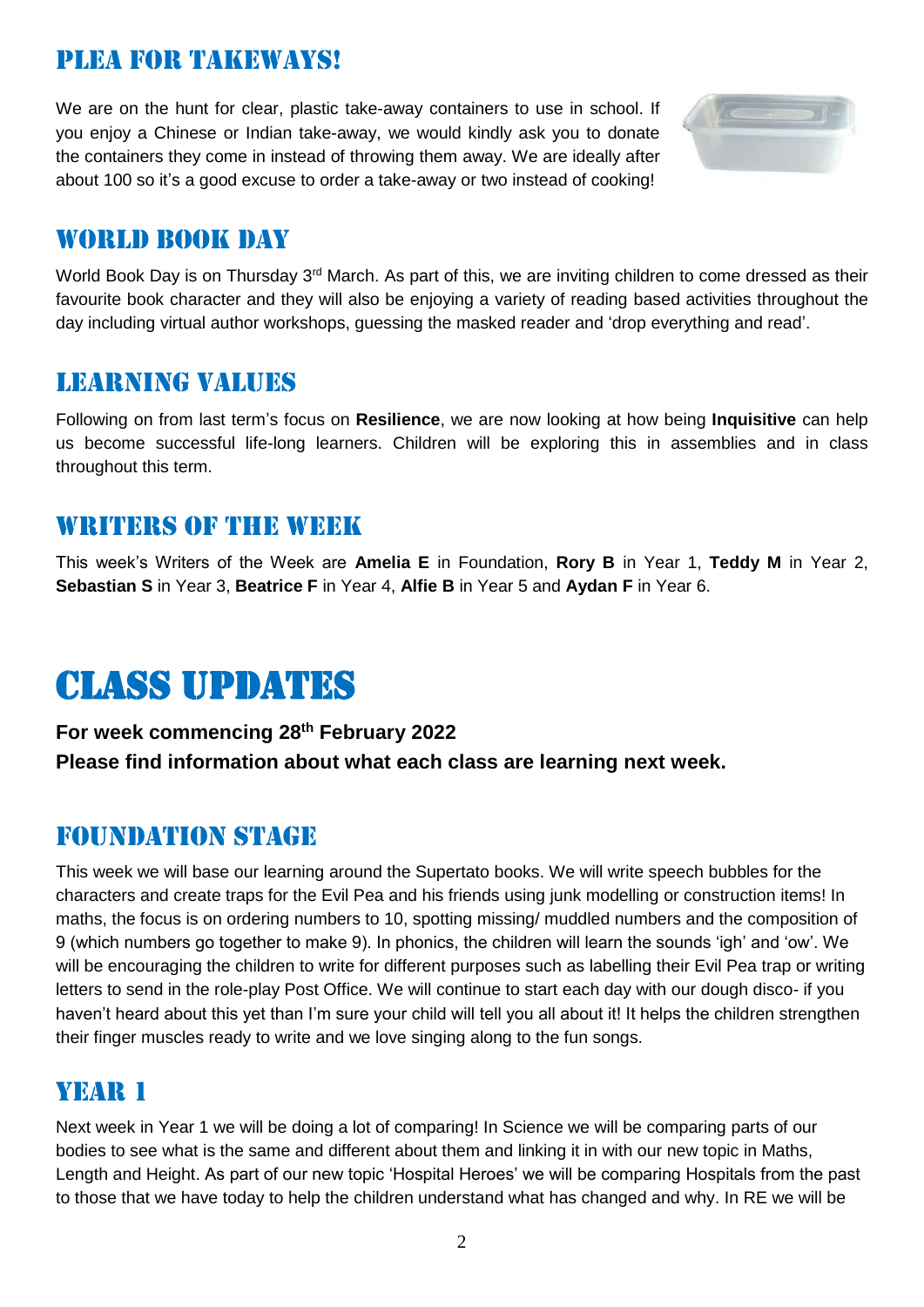## PLEA FOR TAKEWAYS!

We are on the hunt for clear, plastic take-away containers to use in school. If you enjoy a Chinese or Indian take-away, we would kindly ask you to donate the containers they come in instead of throwing them away. We are ideally after about 100 so it's a good excuse to order a take-away or two instead of cooking!

## WORLD BOOK DAY

World Book Day is on Thursday 3rd March. As part of this, we are inviting children to come dressed as their favourite book character and they will also be enjoying a variety of reading based activities throughout the day including virtual author workshops, guessing the masked reader and 'drop everything and read'.

## LEARNING VALUES

Following on from last term's focus on **Resilience**, we are now looking at how being **Inquisitive** can help us become successful life-long learners. Children will be exploring this in assemblies and in class throughout this term.

## WRITERS OF THE WEEK

This week's Writers of the Week are **Amelia E** in Foundation, **Rory B** in Year 1, **Teddy M** in Year 2, **Sebastian S** in Year 3, **Beatrice F** in Year 4, **Alfie B** in Year 5 and **Aydan F** in Year 6.

# CLASS UPDATES

**For week commencing 28th February 2022**
**Please find information about what each class are learning next week.**

## FOUNDATION STAGE

This week we will base our learning around the Supertato books. We will write speech bubbles for the characters and create traps for the Evil Pea and his friends using junk modelling or construction items! In maths, the focus is on ordering numbers to 10, spotting missing/ muddled numbers and the composition of 9 (which numbers go together to make 9). In phonics, the children will learn the sounds 'igh' and 'ow'. We will be encouraging the children to write for different purposes such as labelling their Evil Pea trap or writing letters to send in the role-play Post Office. We will continue to start each day with our dough disco- if you haven't heard about this yet than I'm sure your child will tell you all about it! It helps the children strengthen their finger muscles ready to write and we love singing along to the fun songs.

## YEAR 1

Next week in Year 1 we will be doing a lot of comparing! In Science we will be comparing parts of our bodies to see what is the same and different about them and linking it in with our new topic in Maths, Length and Height. As part of our new topic 'Hospital Heroes' we will be comparing Hospitals from the past to those that we have today to help the children understand what has changed and why. In RE we will be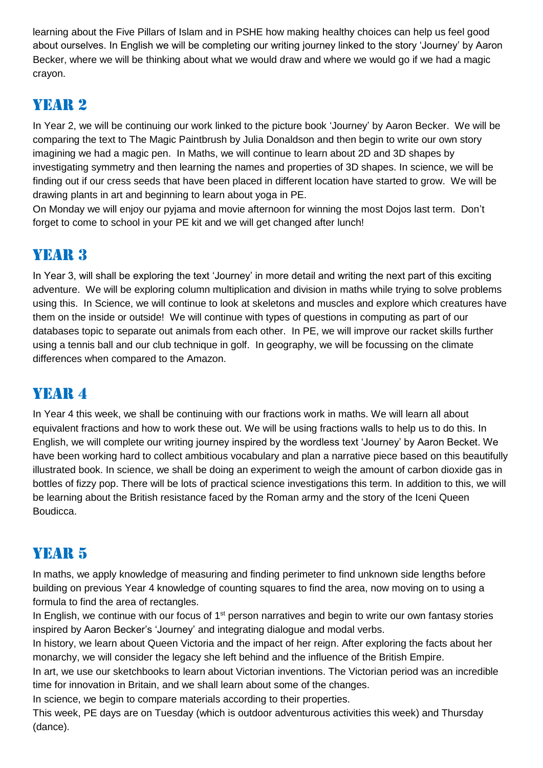learning about the Five Pillars of Islam and in PSHE how making healthy choices can help us feel good about ourselves. In English we will be completing our writing journey linked to the story 'Journey' by Aaron Becker, where we will be thinking about what we would draw and where we would go if we had a magic crayon.

## YEAR 2

In Year 2, we will be continuing our work linked to the picture book 'Journey' by Aaron Becker. We will be comparing the text to The Magic Paintbrush by Julia Donaldson and then begin to write our own story imagining we had a magic pen. In Maths, we will continue to learn about 2D and 3D shapes by investigating symmetry and then learning the names and properties of 3D shapes. In science, we will be finding out if our cress seeds that have been placed in different location have started to grow. We will be drawing plants in art and beginning to learn about yoga in PE.

On Monday we will enjoy our pyjama and movie afternoon for winning the most Dojos last term. Don't forget to come to school in your PE kit and we will get changed after lunch!

## YEAR 3

In Year 3, will shall be exploring the text 'Journey' in more detail and writing the next part of this exciting adventure. We will be exploring column multiplication and division in maths while trying to solve problems using this. In Science, we will continue to look at skeletons and muscles and explore which creatures have them on the inside or outside! We will continue with types of questions in computing as part of our databases topic to separate out animals from each other. In PE, we will improve our racket skills further using a tennis ball and our club technique in golf. In geography, we will be focussing on the climate differences when compared to the Amazon.

## YEAR 4

In Year 4 this week, we shall be continuing with our fractions work in maths. We will learn all about equivalent fractions and how to work these out. We will be using fractions walls to help us to do this. In English, we will complete our writing journey inspired by the wordless text 'Journey' by Aaron Becket. We have been working hard to collect ambitious vocabulary and plan a narrative piece based on this beautifully illustrated book. In science, we shall be doing an experiment to weigh the amount of carbon dioxide gas in bottles of fizzy pop. There will be lots of practical science investigations this term. In addition to this, we will be learning about the British resistance faced by the Roman army and the story of the Iceni Queen Boudicca.

## YEAR 5

In maths, we apply knowledge of measuring and finding perimeter to find unknown side lengths before building on previous Year 4 knowledge of counting squares to find the area, now moving on to using a formula to find the area of rectangles.

In English, we continue with our focus of 1st person narratives and begin to write our own fantasy stories inspired by Aaron Becker's 'Journey' and integrating dialogue and modal verbs.

In history, we learn about Queen Victoria and the impact of her reign. After exploring the facts about her monarchy, we will consider the legacy she left behind and the influence of the British Empire.

In art, we use our sketchbooks to learn about Victorian inventions. The Victorian period was an incredible time for innovation in Britain, and we shall learn about some of the changes.

In science, we begin to compare materials according to their properties.

This week, PE days are on Tuesday (which is outdoor adventurous activities this week) and Thursday (dance).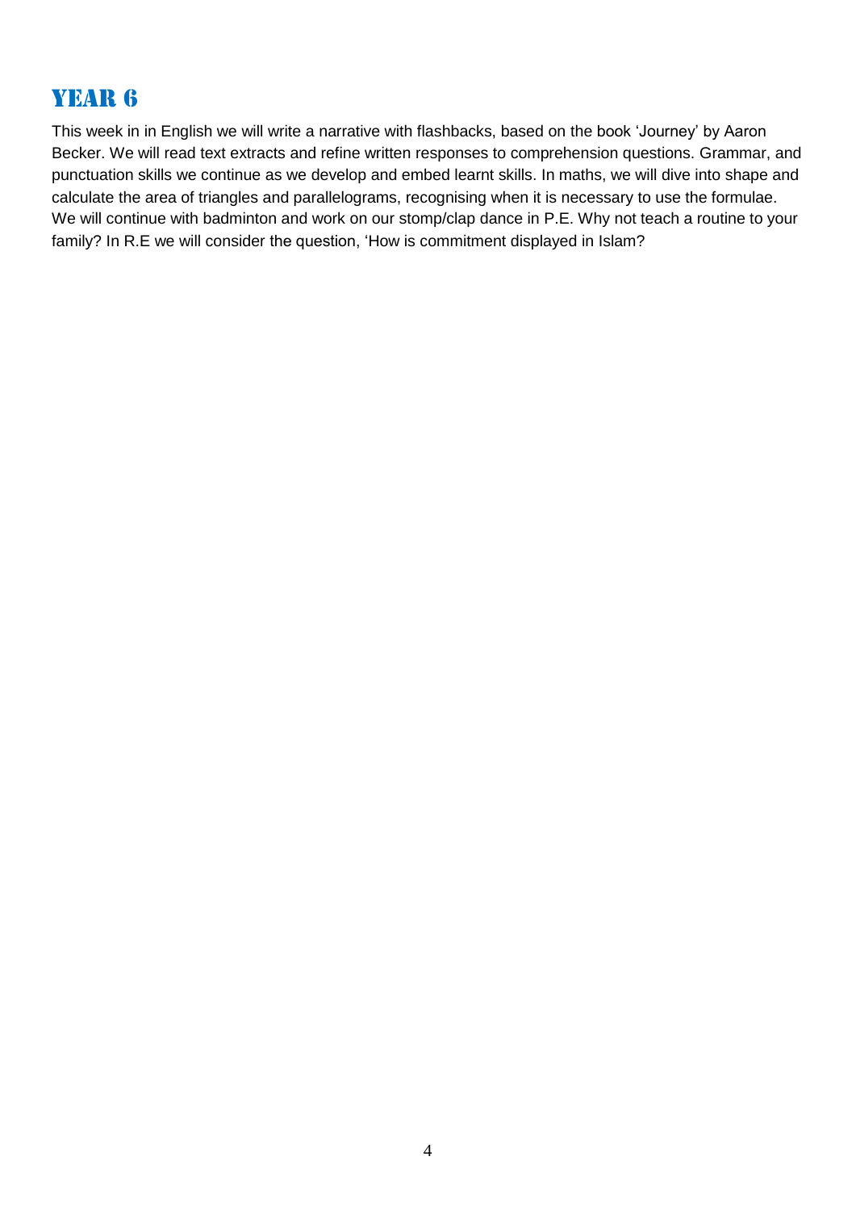# YEAR 6

This week in in English we will write a narrative with flashbacks, based on the book 'Journey' by Aaron Becker. We will read text extracts and refine written responses to comprehension questions. Grammar, and punctuation skills we continue as we develop and embed learnt skills. In maths, we will dive into shape and calculate the area of triangles and parallelograms, recognising when it is necessary to use the formulae. We will continue with badminton and work on our stomp/clap dance in P.E. Why not teach a routine to your family? In R.E we will consider the question, 'How is commitment displayed in Islam?